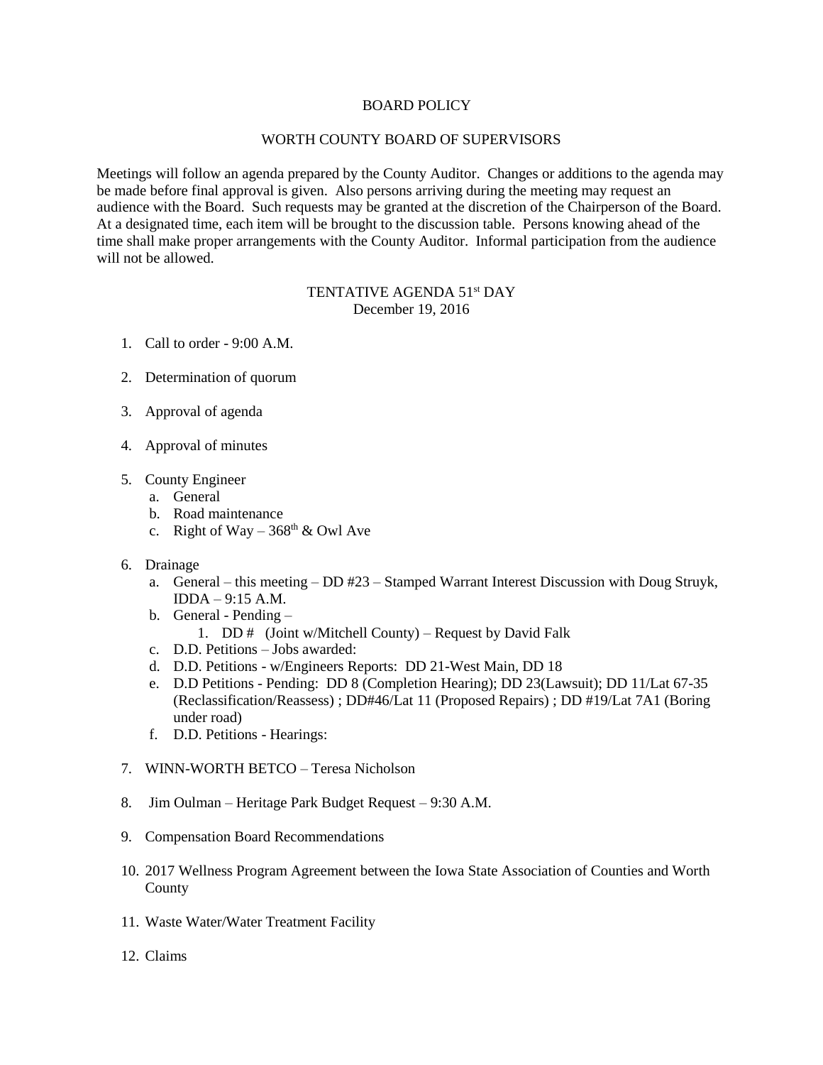# BOARD POLICY

## WORTH COUNTY BOARD OF SUPERVISORS

Meetings will follow an agenda prepared by the County Auditor. Changes or additions to the agenda may be made before final approval is given. Also persons arriving during the meeting may request an audience with the Board. Such requests may be granted at the discretion of the Chairperson of the Board. At a designated time, each item will be brought to the discussion table. Persons knowing ahead of the time shall make proper arrangements with the County Auditor. Informal participation from the audience will not be allowed.

## TENTATIVE AGENDA 51st DAY
December 19, 2016

1. Call to order - 9:00 A.M.

2. Determination of quorum

3. Approval of agenda

4. Approval of minutes

5. County Engineer
   a. General
   b. Road maintenance
   c. Right of Way – 368th & Owl Ave

6. Drainage
   a. General – this meeting – DD #23 – Stamped Warrant Interest Discussion with Doug Struyk, IDDA – 9:15 A.M.
   b. General - Pending –
      1. DD #   (Joint w/Mitchell County) – Request by David Falk
   c. D.D. Petitions – Jobs awarded:
   d. D.D. Petitions - w/Engineers Reports: DD 21-West Main, DD 18
   e. D.D Petitions - Pending: DD 8 (Completion Hearing); DD 23(Lawsuit); DD 11/Lat 67-35 (Reclassification/Reassess) ; DD#46/Lat 11 (Proposed Repairs) ; DD #19/Lat 7A1 (Boring under road)
   f. D.D. Petitions - Hearings:

7. WINN-WORTH BETCO – Teresa Nicholson

8. Jim Oulman – Heritage Park Budget Request – 9:30 A.M.

9. Compensation Board Recommendations

10. 2017 Wellness Program Agreement between the Iowa State Association of Counties and Worth County

11. Waste Water/Water Treatment Facility

12. Claims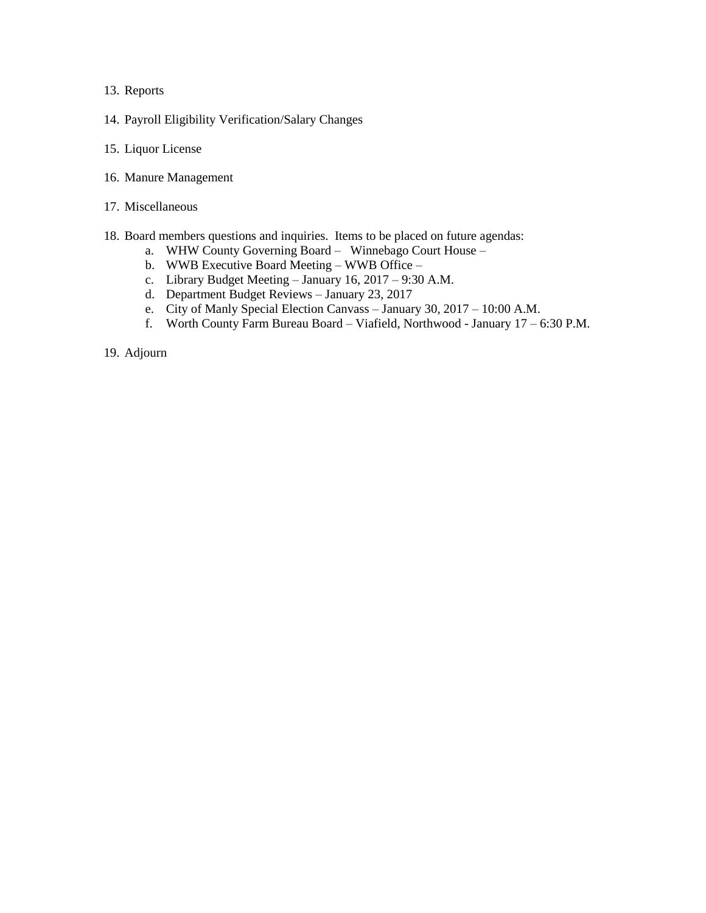13. Reports

14. Payroll Eligibility Verification/Salary Changes

15. Liquor License

16. Manure Management

17. Miscellaneous

18. Board members questions and inquiries. Items to be placed on future agendas:
    a. WHW County Governing Board – Winnebago Court House –
    b. WWB Executive Board Meeting – WWB Office –
    c. Library Budget Meeting – January 16, 2017 – 9:30 A.M.
    d. Department Budget Reviews – January 23, 2017
    e. City of Manly Special Election Canvass – January 30, 2017 – 10:00 A.M.
    f. Worth County Farm Bureau Board – Viafield, Northwood - January 17 – 6:30 P.M.

19. Adjourn